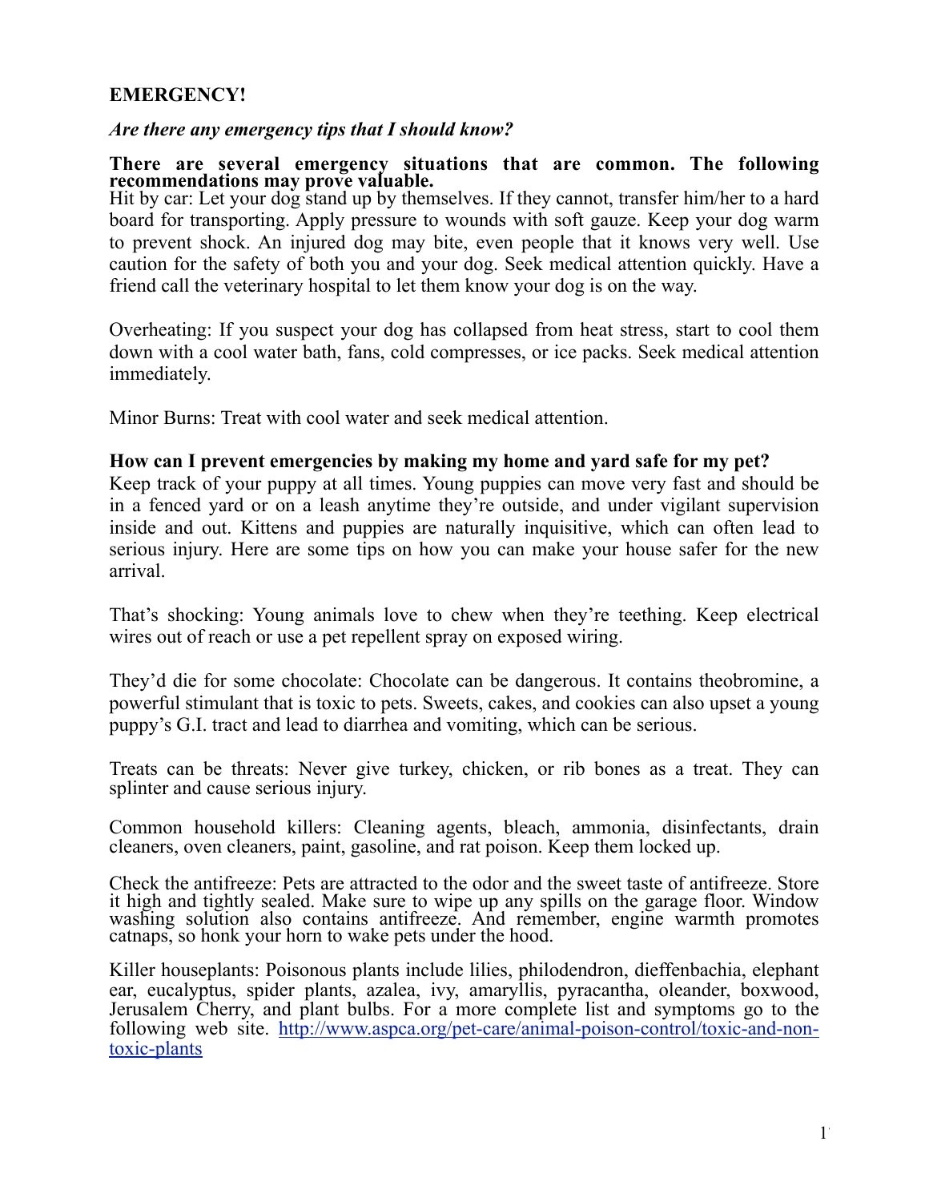**EMERGENCY!**

***Are there any emergency tips that I should know?***

**There are several emergency situations that are common. The following recommendations may prove valuable.**

Hit by car: Let your dog stand up by themselves. If they cannot, transfer him/her to a hard board for transporting. Apply pressure to wounds with soft gauze. Keep your dog warm to prevent shock. An injured dog may bite, even people that it knows very well. Use caution for the safety of both you and your dog. Seek medical attention quickly. Have a friend call the veterinary hospital to let them know your dog is on the way.

Overheating: If you suspect your dog has collapsed from heat stress, start to cool them down with a cool water bath, fans, cold compresses, or ice packs. Seek medical attention immediately.

Minor Burns: Treat with cool water and seek medical attention.

**How can I prevent emergencies by making my home and yard safe for my pet?**

Keep track of your puppy at all times. Young puppies can move very fast and should be in a fenced yard or on a leash anytime they're outside, and under vigilant supervision inside and out. Kittens and puppies are naturally inquisitive, which can often lead to serious injury. Here are some tips on how you can make your house safer for the new arrival.

That's shocking: Young animals love to chew when they're teething. Keep electrical wires out of reach or use a pet repellent spray on exposed wiring.

They'd die for some chocolate: Chocolate can be dangerous. It contains theobromine, a powerful stimulant that is toxic to pets. Sweets, cakes, and cookies can also upset a young puppy's G.I. tract and lead to diarrhea and vomiting, which can be serious.

Treats can be threats: Never give turkey, chicken, or rib bones as a treat. They can splinter and cause serious injury.

Common household killers: Cleaning agents, bleach, ammonia, disinfectants, drain cleaners, oven cleaners, paint, gasoline, and rat poison. Keep them locked up.

Check the antifreeze: Pets are attracted to the odor and the sweet taste of antifreeze. Store it high and tightly sealed. Make sure to wipe up any spills on the garage floor. Window washing solution also contains antifreeze. And remember, engine warmth promotes catnaps, so honk your horn to wake pets under the hood.

Killer houseplants: Poisonous plants include lilies, philodendron, dieffenbachia, elephant ear, eucalyptus, spider plants, azalea, ivy, amaryllis, pyracantha, oleander, boxwood, Jerusalem Cherry, and plant bulbs. For a more complete list and symptoms go to the following web site. [http://www.aspca.org/pet-care/animal-poison-control/toxic-and-non-toxic-plants](http://www.aspca.org/pet-care/animal-poison-control/toxic-and-non-toxic-plants)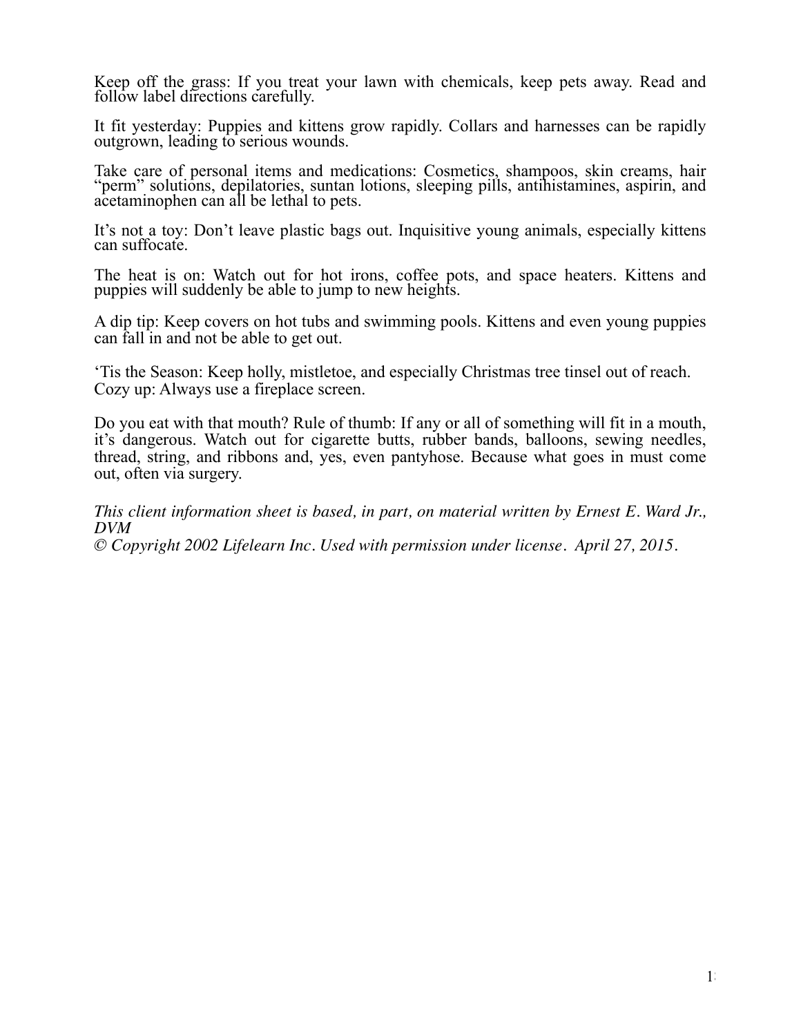Keep off the grass: If you treat your lawn with chemicals, keep pets away. Read and follow label directions carefully.

It fit yesterday: Puppies and kittens grow rapidly. Collars and harnesses can be rapidly outgrown, leading to serious wounds.

Take care of personal items and medications: Cosmetics, shampoos, skin creams, hair "perm" solutions, depilatories, suntan lotions, sleeping pills, antihistamines, aspirin, and acetaminophen can all be lethal to pets.

It's not a toy: Don't leave plastic bags out. Inquisitive young animals, especially kittens can suffocate.

The heat is on: Watch out for hot irons, coffee pots, and space heaters. Kittens and puppies will suddenly be able to jump to new heights.

A dip tip: Keep covers on hot tubs and swimming pools. Kittens and even young puppies can fall in and not be able to get out.

'Tis the Season: Keep holly, mistletoe, and especially Christmas tree tinsel out of reach.
Cozy up: Always use a fireplace screen.

Do you eat with that mouth? Rule of thumb: If any or all of something will fit in a mouth, it's dangerous. Watch out for cigarette butts, rubber bands, balloons, sewing needles, thread, string, and ribbons and, yes, even pantyhose. Because what goes in must come out, often via surgery.

*This client information sheet is based, in part, on material written by Ernest E. Ward Jr., DVM*
*© Copyright 2002 Lifelearn Inc. Used with permission under license. April 27, 2015.*